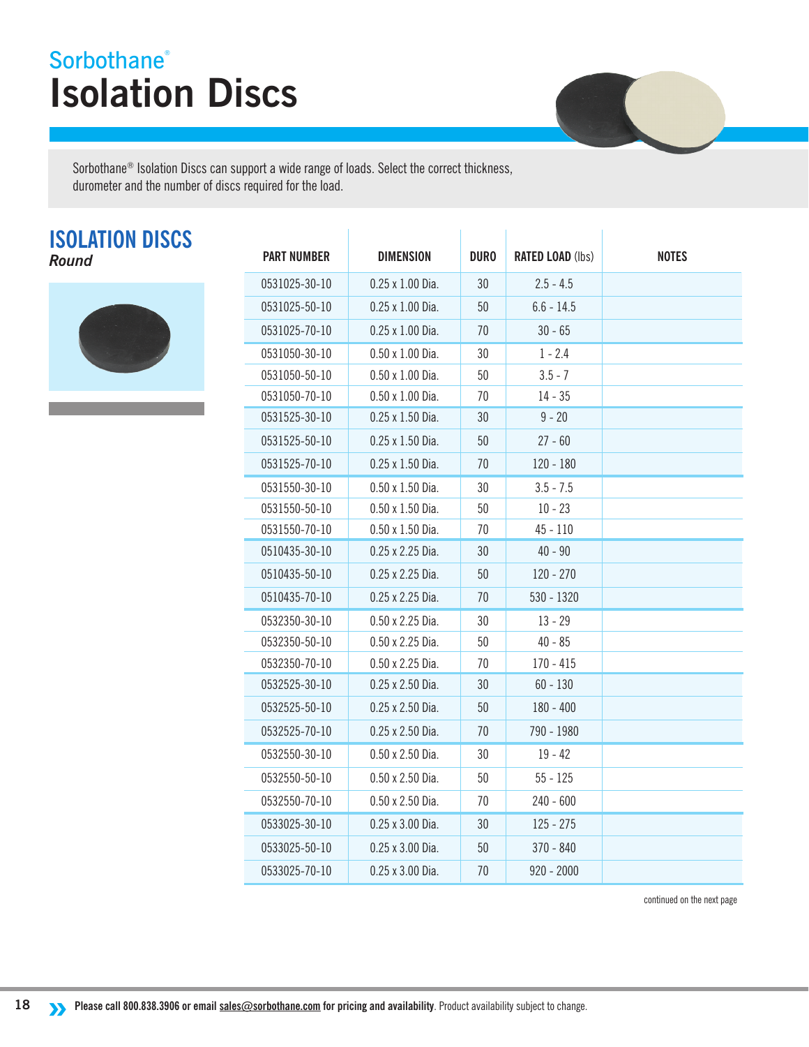Sorbothane®

# Isolation Discs

Sorbothane® Isolation Discs can support a wide range of loads. Select the correct thickness, durometer and the number of discs required for the load.

## ISOLATION DISCS

*Round*

| PART NUMBER | DIMENSION | DURO | RATED LOAD (lbs) | NOTES |
|---|---|---|---|---|
| 0531025-30-10 | 0.25 x 1.00 Dia. | 30 | 2.5 - 4.5 | |
| 0531025-50-10 | 0.25 x 1.00 Dia. | 50 | 6.6 - 14.5 | |
| 0531025-70-10 | 0.25 x 1.00 Dia. | 70 | 30 - 65 | |
| 0531050-30-10 | 0.50 x 1.00 Dia. | 30 | 1 - 2.4 | |
| 0531050-50-10 | 0.50 x 1.00 Dia. | 50 | 3.5 - 7 | |
| 0531050-70-10 | 0.50 x 1.00 Dia. | 70 | 14 - 35 | |
| 0531525-30-10 | 0.25 x 1.50 Dia. | 30 | 9 - 20 | |
| 0531525-50-10 | 0.25 x 1.50 Dia. | 50 | 27 - 60 | |
| 0531525-70-10 | 0.25 x 1.50 Dia. | 70 | 120 - 180 | |
| 0531550-30-10 | 0.50 x 1.50 Dia. | 30 | 3.5 - 7.5 | |
| 0531550-50-10 | 0.50 x 1.50 Dia. | 50 | 10 - 23 | |
| 0531550-70-10 | 0.50 x 1.50 Dia. | 70 | 45 - 110 | |
| 0510435-30-10 | 0.25 x 2.25 Dia. | 30 | 40 - 90 | |
| 0510435-50-10 | 0.25 x 2.25 Dia. | 50 | 120 - 270 | |
| 0510435-70-10 | 0.25 x 2.25 Dia. | 70 | 530 - 1320 | |
| 0532350-30-10 | 0.50 x 2.25 Dia. | 30 | 13 - 29 | |
| 0532350-50-10 | 0.50 x 2.25 Dia. | 50 | 40 - 85 | |
| 0532350-70-10 | 0.50 x 2.25 Dia. | 70 | 170 - 415 | |
| 0532525-30-10 | 0.25 x 2.50 Dia. | 30 | 60 - 130 | |
| 0532525-50-10 | 0.25 x 2.50 Dia. | 50 | 180 - 400 | |
| 0532525-70-10 | 0.25 x 2.50 Dia. | 70 | 790 - 1980 | |
| 0532550-30-10 | 0.50 x 2.50 Dia. | 30 | 19 - 42 | |
| 0532550-50-10 | 0.50 x 2.50 Dia. | 50 | 55 - 125 | |
| 0532550-70-10 | 0.50 x 2.50 Dia. | 70 | 240 - 600 | |
| 0533025-30-10 | 0.25 x 3.00 Dia. | 30 | 125 - 275 | |
| 0533025-50-10 | 0.25 x 3.00 Dia. | 50 | 370 - 840 | |
| 0533025-70-10 | 0.25 x 3.00 Dia. | 70 | 920 - 2000 | |

continued on the next page

**Please call 800.838.3906 or email sales@sorbothane.com for pricing and availability**. Product availability subject to change.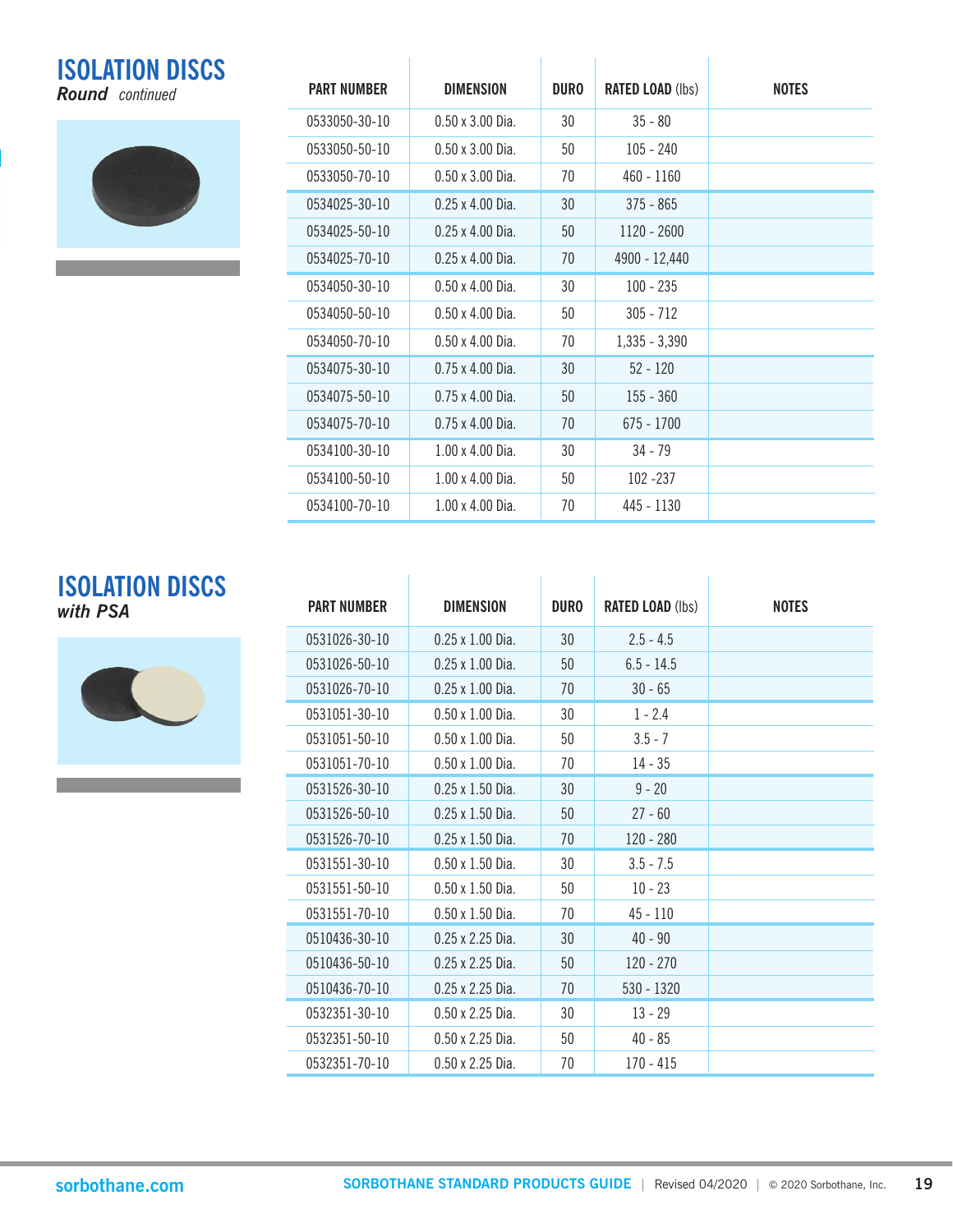# ISOLATION DISCS

***Round*** *continued*

| PART NUMBER | DIMENSION | DURO | RATED LOAD (lbs) | NOTES |
|---|---|---|---|---|
| 0533050-30-10 | 0.50 x 3.00 Dia. | 30 | 35 - 80 | |
| 0533050-50-10 | 0.50 x 3.00 Dia. | 50 | 105 - 240 | |
| 0533050-70-10 | 0.50 x 3.00 Dia. | 70 | 460 - 1160 | |
| 0534025-30-10 | 0.25 x 4.00 Dia. | 30 | 375 - 865 | |
| 0534025-50-10 | 0.25 x 4.00 Dia. | 50 | 1120 - 2600 | |
| 0534025-70-10 | 0.25 x 4.00 Dia. | 70 | 4900 - 12,440 | |
| 0534050-30-10 | 0.50 x 4.00 Dia. | 30 | 100 - 235 | |
| 0534050-50-10 | 0.50 x 4.00 Dia. | 50 | 305 - 712 | |
| 0534050-70-10 | 0.50 x 4.00 Dia. | 70 | 1,335 - 3,390 | |
| 0534075-30-10 | 0.75 x 4.00 Dia. | 30 | 52 - 120 | |
| 0534075-50-10 | 0.75 x 4.00 Dia. | 50 | 155 - 360 | |
| 0534075-70-10 | 0.75 x 4.00 Dia. | 70 | 675 - 1700 | |
| 0534100-30-10 | 1.00 x 4.00 Dia. | 30 | 34 - 79 | |
| 0534100-50-10 | 1.00 x 4.00 Dia. | 50 | 102 -237 | |
| 0534100-70-10 | 1.00 x 4.00 Dia. | 70 | 445 - 1130 | |

# ISOLATION DISCS

***with PSA***

| PART NUMBER | DIMENSION | DURO | RATED LOAD (lbs) | NOTES |
|---|---|---|---|---|
| 0531026-30-10 | 0.25 x 1.00 Dia. | 30 | 2.5 - 4.5 | |
| 0531026-50-10 | 0.25 x 1.00 Dia. | 50 | 6.5 - 14.5 | |
| 0531026-70-10 | 0.25 x 1.00 Dia. | 70 | 30 - 65 | |
| 0531051-30-10 | 0.50 x 1.00 Dia. | 30 | 1 - 2.4 | |
| 0531051-50-10 | 0.50 x 1.00 Dia. | 50 | 3.5 - 7 | |
| 0531051-70-10 | 0.50 x 1.00 Dia. | 70 | 14 - 35 | |
| 0531526-30-10 | 0.25 x 1.50 Dia. | 30 | 9 - 20 | |
| 0531526-50-10 | 0.25 x 1.50 Dia. | 50 | 27 - 60 | |
| 0531526-70-10 | 0.25 x 1.50 Dia. | 70 | 120 - 280 | |
| 0531551-30-10 | 0.50 x 1.50 Dia. | 30 | 3.5 - 7.5 | |
| 0531551-50-10 | 0.50 x 1.50 Dia. | 50 | 10 - 23 | |
| 0531551-70-10 | 0.50 x 1.50 Dia. | 70 | 45 - 110 | |
| 0510436-30-10 | 0.25 x 2.25 Dia. | 30 | 40 - 90 | |
| 0510436-50-10 | 0.25 x 2.25 Dia. | 50 | 120 - 270 | |
| 0510436-70-10 | 0.25 x 2.25 Dia. | 70 | 530 - 1320 | |
| 0532351-30-10 | 0.50 x 2.25 Dia. | 30 | 13 - 29 | |
| 0532351-50-10 | 0.50 x 2.25 Dia. | 50 | 40 - 85 | |
| 0532351-70-10 | 0.50 x 2.25 Dia. | 70 | 170 - 415 | |